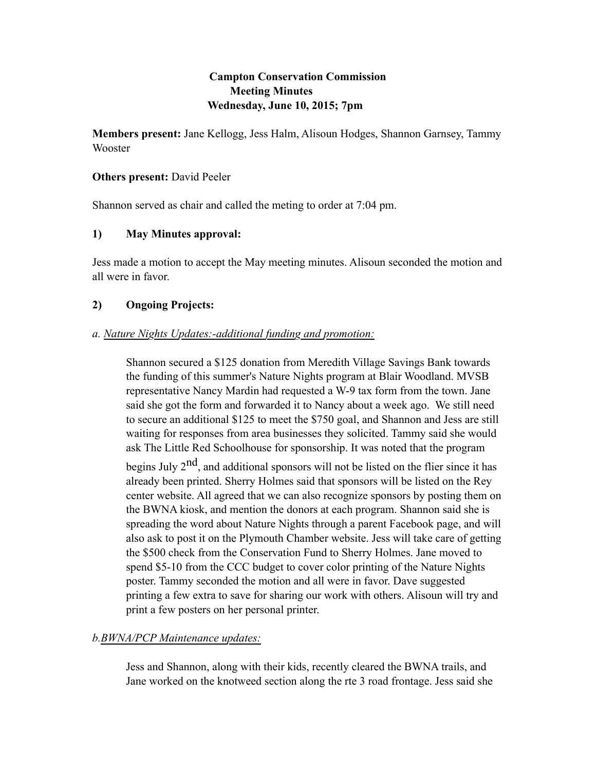**Campton Conservation Commission**
**Meeting Minutes**
**Wednesday, June 10, 2015; 7pm**

**Members present:** Jane Kellogg, Jess Halm, Alisoun Hodges, Shannon Garnsey, Tammy Wooster

**Others present:** David Peeler

Shannon served as chair and called the meting to order at 7:04 pm.

**1) May Minutes approval:**

Jess made a motion to accept the May meeting minutes. Alisoun seconded the motion and all were in favor.

**2) Ongoing Projects:**

*a. Nature Nights Updates:-additional funding and promotion:*

Shannon secured a $125 donation from Meredith Village Savings Bank towards the funding of this summer's Nature Nights program at Blair Woodland. MVSB representative Nancy Mardin had requested a W-9 tax form from the town. Jane said she got the form and forwarded it to Nancy about a week ago. We still need to secure an additional $125 to meet the $750 goal, and Shannon and Jess are still waiting for responses from area businesses they solicited. Tammy said she would ask The Little Red Schoolhouse for sponsorship. It was noted that the program begins July 2nd, and additional sponsors will not be listed on the flier since it has already been printed. Sherry Holmes said that sponsors will be listed on the Rey center website. All agreed that we can also recognize sponsors by posting them on the BWNA kiosk, and mention the donors at each program. Shannon said she is spreading the word about Nature Nights through a parent Facebook page, and will also ask to post it on the Plymouth Chamber website. Jess will take care of getting the $500 check from the Conservation Fund to Sherry Holmes. Jane moved to spend $5-10 from the CCC budget to cover color printing of the Nature Nights poster. Tammy seconded the motion and all were in favor. Dave suggested printing a few extra to save for sharing our work with others. Alisoun will try and print a few posters on her personal printer.

*b.BWNA/PCP Maintenance updates:*

Jess and Shannon, along with their kids, recently cleared the BWNA trails, and Jane worked on the knotweed section along the rte 3 road frontage. Jess said she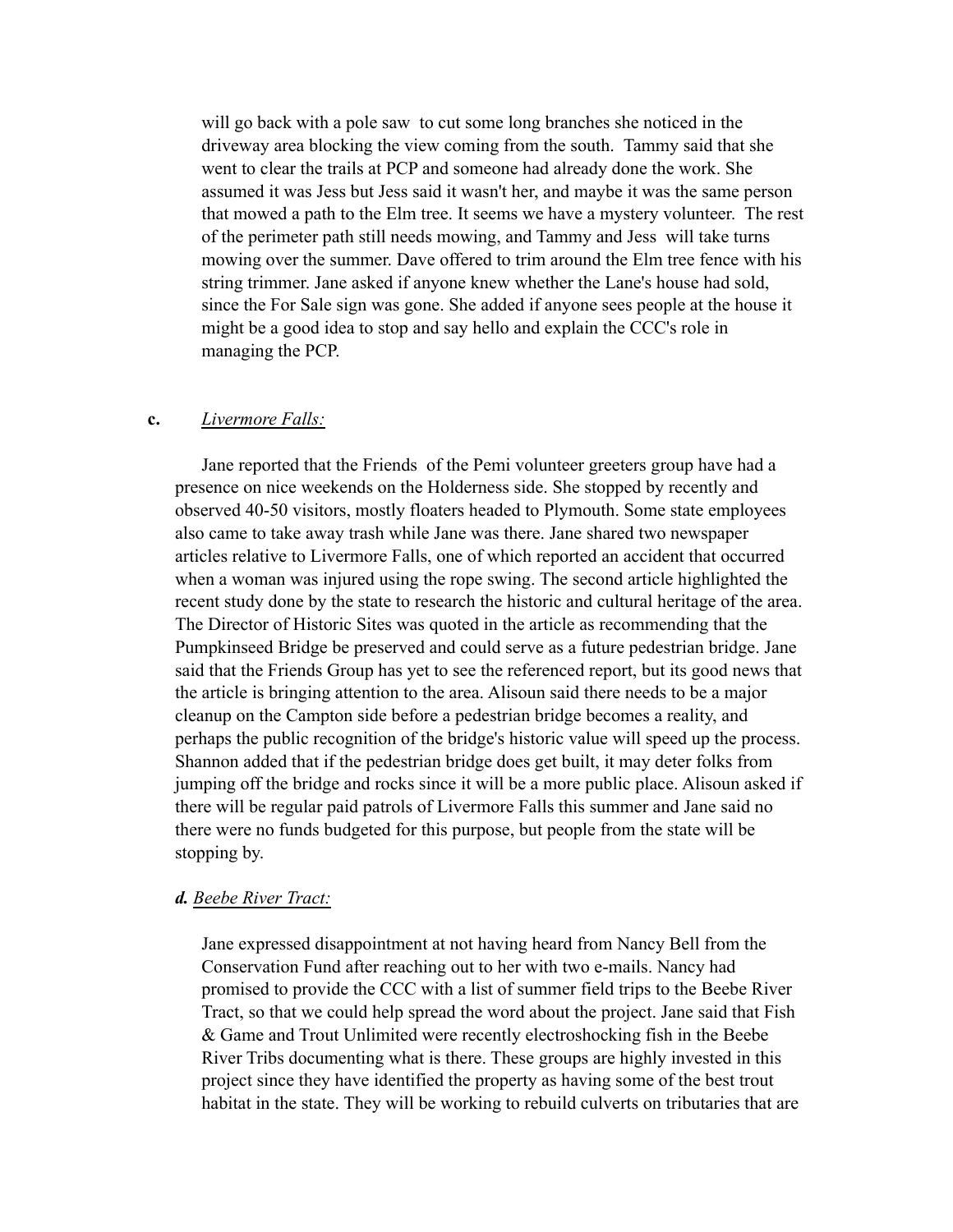will go back with a pole saw to cut some long branches she noticed in the driveway area blocking the view coming from the south. Tammy said that she went to clear the trails at PCP and someone had already done the work. She assumed it was Jess but Jess said it wasn't her, and maybe it was the same person that mowed a path to the Elm tree. It seems we have a mystery volunteer. The rest of the perimeter path still needs mowing, and Tammy and Jess will take turns mowing over the summer. Dave offered to trim around the Elm tree fence with his string trimmer. Jane asked if anyone knew whether the Lane's house had sold, since the For Sale sign was gone. She added if anyone sees people at the house it might be a good idea to stop and say hello and explain the CCC's role in managing the PCP.

**c.** *Livermore Falls:*

Jane reported that the Friends of the Pemi volunteer greeters group have had a presence on nice weekends on the Holderness side. She stopped by recently and observed 40-50 visitors, mostly floaters headed to Plymouth. Some state employees also came to take away trash while Jane was there. Jane shared two newspaper articles relative to Livermore Falls, one of which reported an accident that occurred when a woman was injured using the rope swing. The second article highlighted the recent study done by the state to research the historic and cultural heritage of the area. The Director of Historic Sites was quoted in the article as recommending that the Pumpkinseed Bridge be preserved and could serve as a future pedestrian bridge. Jane said that the Friends Group has yet to see the referenced report, but its good news that the article is bringing attention to the area. Alisoun said there needs to be a major cleanup on the Campton side before a pedestrian bridge becomes a reality, and perhaps the public recognition of the bridge's historic value will speed up the process. Shannon added that if the pedestrian bridge does get built, it may deter folks from jumping off the bridge and rocks since it will be a more public place. Alisoun asked if there will be regular paid patrols of Livermore Falls this summer and Jane said no there were no funds budgeted for this purpose, but people from the state will be stopping by.

***d.*** *Beebe River Tract:*

Jane expressed disappointment at not having heard from Nancy Bell from the Conservation Fund after reaching out to her with two e-mails. Nancy had promised to provide the CCC with a list of summer field trips to the Beebe River Tract, so that we could help spread the word about the project. Jane said that Fish & Game and Trout Unlimited were recently electroshocking fish in the Beebe River Tribs documenting what is there. These groups are highly invested in this project since they have identified the property as having some of the best trout habitat in the state. They will be working to rebuild culverts on tributaries that are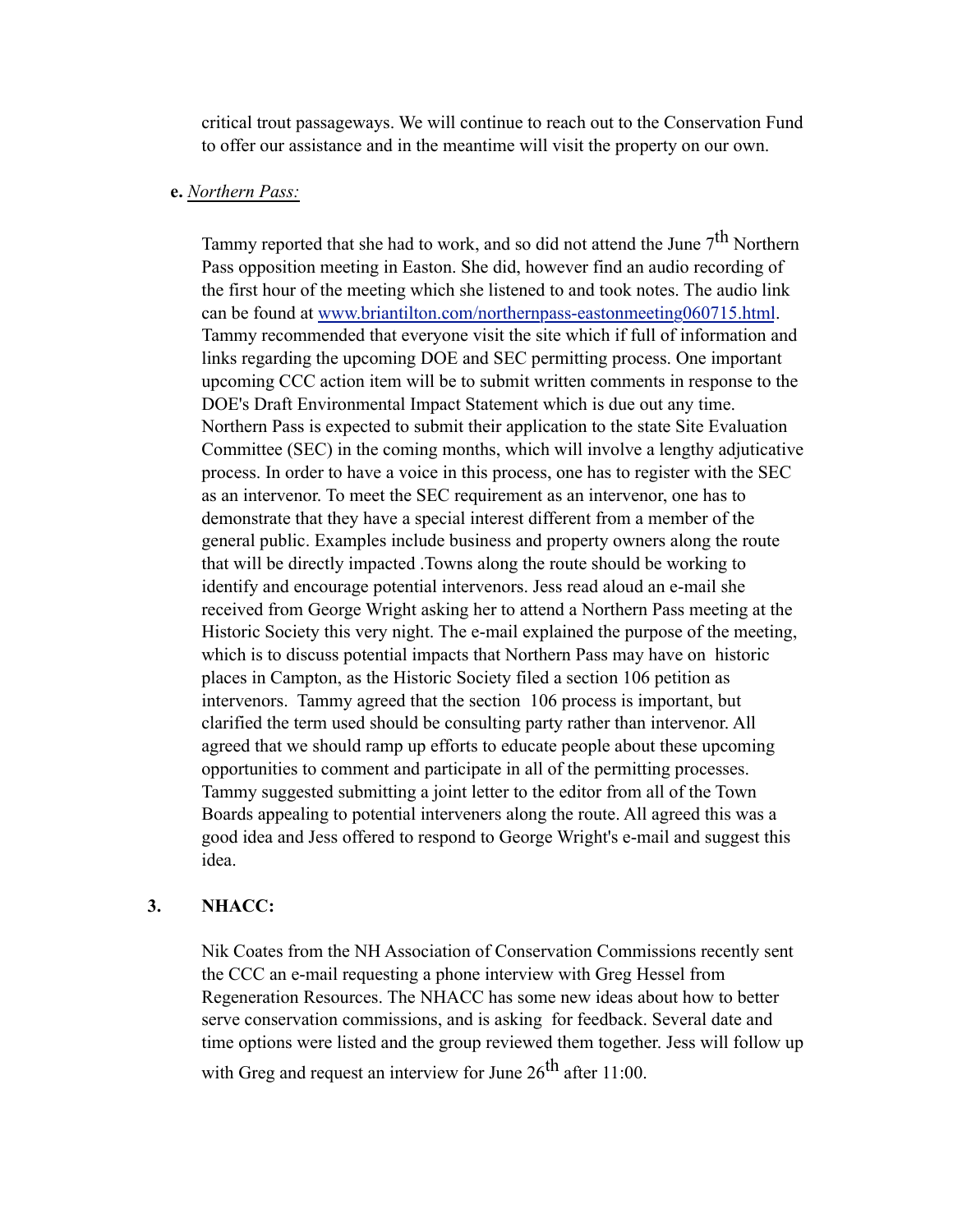critical trout passageways. We will continue to reach out to the Conservation Fund to offer our assistance and in the meantime will visit the property on our own.

**e.** *Northern Pass:*

Tammy reported that she had to work, and so did not attend the June 7th Northern Pass opposition meeting in Easton. She did, however find an audio recording of the first hour of the meeting which she listened to and took notes. The audio link can be found at [www.briantilton.com/northernpass-eastonmeeting060715.html](www.briantilton.com/northernpass-eastonmeeting060715.html). Tammy recommended that everyone visit the site which if full of information and links regarding the upcoming DOE and SEC permitting process. One important upcoming CCC action item will be to submit written comments in response to the DOE's Draft Environmental Impact Statement which is due out any time. Northern Pass is expected to submit their application to the state Site Evaluation Committee (SEC) in the coming months, which will involve a lengthy adjuticative process. In order to have a voice in this process, one has to register with the SEC as an intervenor. To meet the SEC requirement as an intervenor, one has to demonstrate that they have a special interest different from a member of the general public. Examples include business and property owners along the route that will be directly impacted .Towns along the route should be working to identify and encourage potential intervenors. Jess read aloud an e-mail she received from George Wright asking her to attend a Northern Pass meeting at the Historic Society this very night. The e-mail explained the purpose of the meeting, which is to discuss potential impacts that Northern Pass may have on historic places in Campton, as the Historic Society filed a section 106 petition as intervenors. Tammy agreed that the section 106 process is important, but clarified the term used should be consulting party rather than intervenor. All agreed that we should ramp up efforts to educate people about these upcoming opportunities to comment and participate in all of the permitting processes. Tammy suggested submitting a joint letter to the editor from all of the Town Boards appealing to potential interveners along the route. All agreed this was a good idea and Jess offered to respond to George Wright's e-mail and suggest this idea.

**3. NHACC:**

Nik Coates from the NH Association of Conservation Commissions recently sent the CCC an e-mail requesting a phone interview with Greg Hessel from Regeneration Resources. The NHACC has some new ideas about how to better serve conservation commissions, and is asking for feedback. Several date and time options were listed and the group reviewed them together. Jess will follow up with Greg and request an interview for June 26th after 11:00.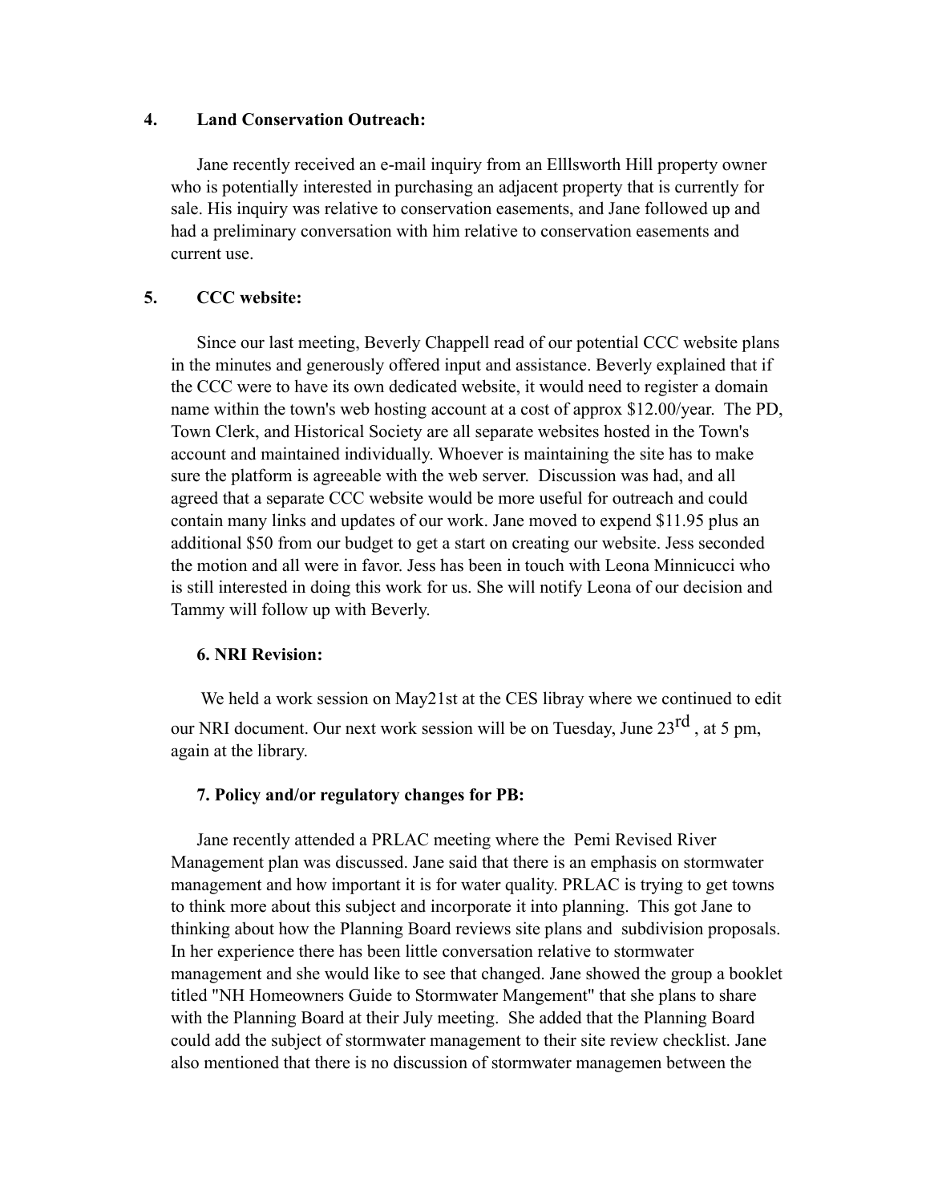**4. Land Conservation Outreach:**

Jane recently received an e-mail inquiry from an Elllsworth Hill property owner who is potentially interested in purchasing an adjacent property that is currently for sale. His inquiry was relative to conservation easements, and Jane followed up and had a preliminary conversation with him relative to conservation easements and current use.

**5. CCC website:**

Since our last meeting, Beverly Chappell read of our potential CCC website plans in the minutes and generously offered input and assistance. Beverly explained that if the CCC were to have its own dedicated website, it would need to register a domain name within the town's web hosting account at a cost of approx $12.00/year. The PD, Town Clerk, and Historical Society are all separate websites hosted in the Town's account and maintained individually. Whoever is maintaining the site has to make sure the platform is agreeable with the web server. Discussion was had, and all agreed that a separate CCC website would be more useful for outreach and could contain many links and updates of our work. Jane moved to expend $11.95 plus an additional $50 from our budget to get a start on creating our website. Jess seconded the motion and all were in favor. Jess has been in touch with Leona Minnicucci who is still interested in doing this work for us. She will notify Leona of our decision and Tammy will follow up with Beverly.

**6. NRI Revision:**

We held a work session on May21st at the CES libray where we continued to edit our NRI document. Our next work session will be on Tuesday, June 23rd , at 5 pm, again at the library.

**7. Policy and/or regulatory changes for PB:**

Jane recently attended a PRLAC meeting where the Pemi Revised River Management plan was discussed. Jane said that there is an emphasis on stormwater management and how important it is for water quality. PRLAC is trying to get towns to think more about this subject and incorporate it into planning. This got Jane to thinking about how the Planning Board reviews site plans and subdivision proposals. In her experience there has been little conversation relative to stormwater management and she would like to see that changed. Jane showed the group a booklet titled "NH Homeowners Guide to Stormwater Mangement" that she plans to share with the Planning Board at their July meeting. She added that the Planning Board could add the subject of stormwater management to their site review checklist. Jane also mentioned that there is no discussion of stormwater managemen between the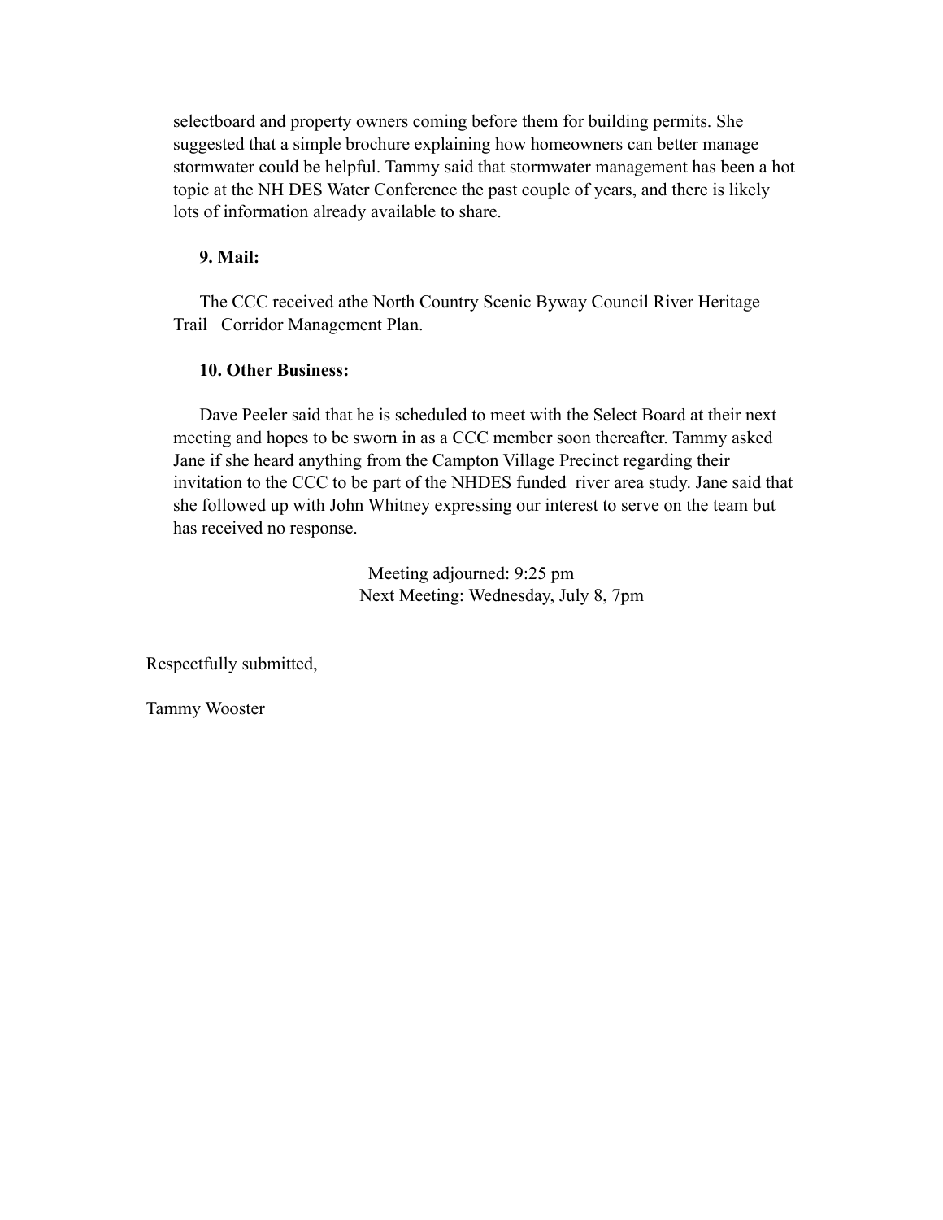selectboard and property owners coming before them for building permits. She suggested that a simple brochure explaining how homeowners can better manage stormwater could be helpful. Tammy said that stormwater management has been a hot topic at the NH DES Water Conference the past couple of years, and there is likely lots of information already available to share.

**9. Mail:**

The CCC received athe North Country Scenic Byway Council River Heritage Trail Corridor Management Plan.

**10. Other Business:**

Dave Peeler said that he is scheduled to meet with the Select Board at their next meeting and hopes to be sworn in as a CCC member soon thereafter. Tammy asked Jane if she heard anything from the Campton Village Precinct regarding their invitation to the CCC to be part of the NHDES funded river area study. Jane said that she followed up with John Whitney expressing our interest to serve on the team but has received no response.

Meeting adjourned: 9:25 pm
Next Meeting: Wednesday, July 8, 7pm

Respectfully submitted,

Tammy Wooster